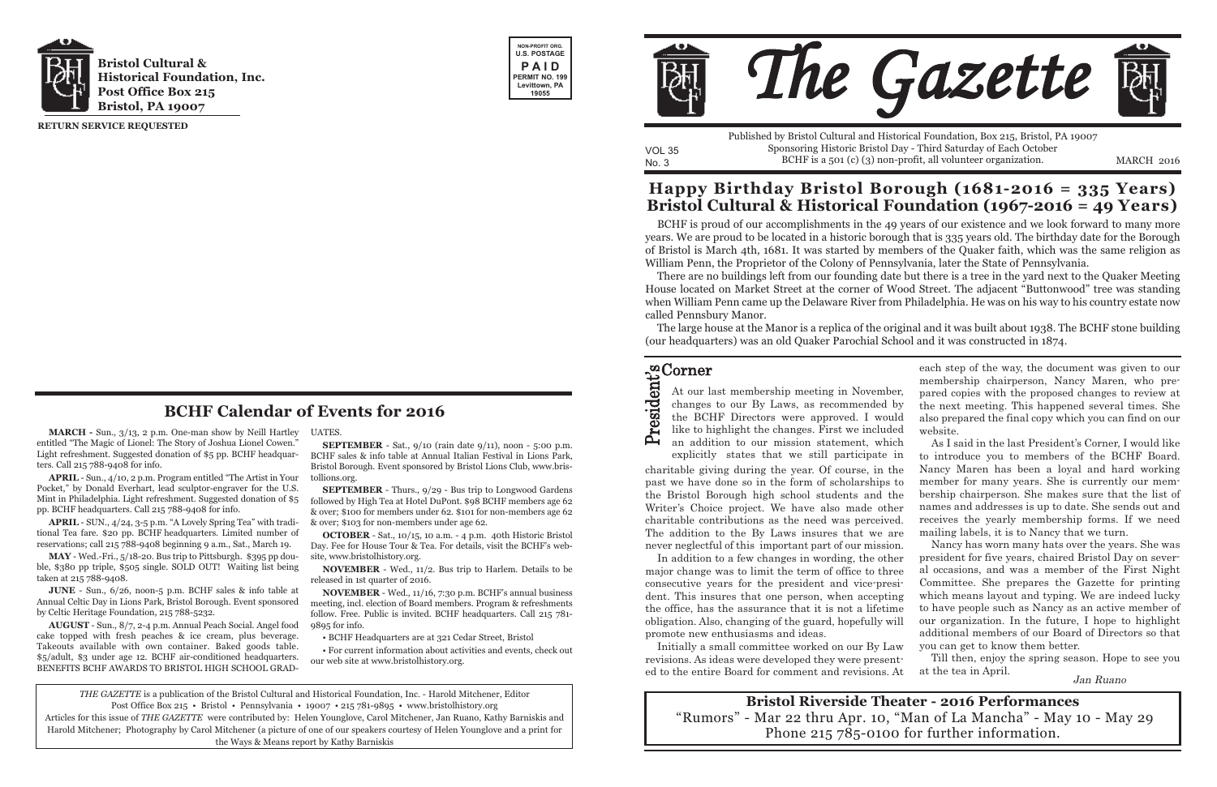**Bristol Cultural & Historical Foundation, Inc.**
**Post Office Box 215**
**Bristol, PA 19007**

**RETURN SERVICE REQUESTED**

NON-PROFIT ORG.
U.S. POSTAGE
PAID
PERMIT NO. 199
Levittown, PA
19055

# The Gazette

Published by Bristol Cultural and Historical Foundation, Box 215, Bristol, PA 19007
Sponsoring Historic Bristol Day - Third Saturday of Each October
BCHF is a 501 (c) (3) non-profit, all volunteer organization.

VOL 35
No. 3

MARCH 2016

## Happy Birthday Bristol Borough (1681-2016 = 335 Years)
## Bristol Cultural & Historical Foundation (1967-2016 = 49 Years)

BCHF is proud of our accomplishments in the 49 years of our existence and we look forward to many more years. We are proud to be located in a historic borough that is 335 years old. The birthday date for the Borough of Bristol is March 4th, 1681. It was started by members of the Quaker faith, which was the same religion as William Penn, the Proprietor of the Colony of Pennsylvania, later the State of Pennsylvania.

There are no buildings left from our founding date but there is a tree in the yard next to the Quaker Meeting House located on Market Street at the corner of Wood Street. The adjacent "Buttonwood" tree was standing when William Penn came up the Delaware River from Philadelphia. He was on his way to his country estate now called Pennsbury Manor.

The large house at the Manor is a replica of the original and it was built about 1938. The BCHF stone building (our headquarters) was an old Quaker Parochial School and it was constructed in 1874.

## BCHF Calendar of Events for 2016

**MARCH** - Sun., 3/13, 2 p.m. One-man show by Neill Hartley entitled "The Magic of Lionel: The Story of Joshua Lionel Cowen." Light refreshment. Suggested donation of $5 pp. BCHF headquarters. Call 215 788-9408 for info.

**APRIL** - Sun., 4/10, 2 p.m. Program entitled "The Artist in Your Pocket," by Donald Everhart, lead sculptor-engraver for the U.S. Mint in Philadelphia. Light refreshment. Suggested donation of $5 pp. BCHF headquarters. Call 215 788-9408 for info.

**APRIL** - SUN., 4/24, 3-5 p.m. "A Lovely Spring Tea" with traditional Tea fare. $20 pp. BCHF headquarters. Limited number of reservations; call 215 788-9408 beginning 9 a.m., Sat., March 19.

**MAY** - Wed.-Fri., 5/18-20. Bus trip to Pittsburgh. $395 pp double, $380 pp triple, $505 single. SOLD OUT! Waiting list being taken at 215 788-9408.

**JUNE** - Sun., 6/26, noon-5 p.m. BCHF sales & info table at Annual Celtic Day in Lions Park, Bristol Borough. Event sponsored by Celtic Heritage Foundation, 215 788-5232.

**AUGUST** - Sun., 8/7, 2-4 p.m. Annual Peach Social. Angel food cake topped with fresh peaches & ice cream, plus beverage. Takeouts available with own container. Baked goods table. $5/adult, $3 under age 12. BCHF air-conditioned headquarters. BENEFITS BCHF AWARDS TO BRISTOL HIGH SCHOOL GRADUATES.

**SEPTEMBER** - Sat., 9/10 (rain date 9/11), noon - 5:00 p.m. BCHF sales & info table at Annual Italian Festival in Lions Park, Bristol Borough. Event sponsored by Bristol Lions Club, www.bristollions.org.

**SEPTEMBER** - Thurs., 9/29 - Bus trip to Longwood Gardens followed by High Tea at Hotel DuPont. $98 BCHF members age 62 & over; $100 for members under 62. $101 for non-members age 62 & over; $103 for non-members under age 62.

**OCTOBER** - Sat., 10/15, 10 a.m. - 4 p.m. 40th Historic Bristol Day. Fee for House Tour & Tea. For details, visit the BCHF's website, www.bristolhistory.org.

**NOVEMBER** - Wed., 11/2. Bus trip to Harlem. Details to be released in 1st quarter of 2016.

**NOVEMBER** - Wed., 11/16, 7:30 p.m. BCHF's annual business meeting, incl. election of Board members. Program & refreshments follow. Free. Public is invited. BCHF headquarters. Call 215 781-9895 for info.

- BCHF Headquarters are at 321 Cedar Street, Bristol
- For current information about activities and events, check out our web site at www.bristolhistory.org.

*THE GAZETTE* is a publication of the Bristol Cultural and Historical Foundation, Inc. - Harold Mitchener, Editor
Post Office Box 215 • Bristol • Pennsylvania • 19007 • 215 781-9895 • www.bristolhistory.org
Articles for this issue of *THE GAZETTE* were contributed by: Helen Younglove, Carol Mitchener, Jan Ruano, Kathy Barniskis and Harold Mitchener; Photography by Carol Mitchener (a picture of one of our speakers courtesy of Helen Younglove and a print for the Ways & Means report by Kathy Barniskis

## President's Corner

At our last membership meeting in November, changes to our By Laws, as recommended by the BCHF Directors were approved. I would like to highlight the changes. First we included an addition to our mission statement, which explicitly states that we still participate in charitable giving during the year. Of course, in the past we have done so in the form of scholarships to the Bristol Borough high school students and the Writer's Choice project. We have also made other charitable contributions as the need was perceived. The addition to the By Laws insures that we are never neglectful of this important part of our mission.

In addition to a few changes in wording, the other major change was to limit the term of office to three consecutive years for the president and vice-president. This insures that one person, when accepting the office, has the assurance that it is not a lifetime obligation. Also, changing of the guard, hopefully will promote new enthusiasms and ideas.

Initially a small committee worked on our By Law revisions. As ideas were developed they were presented to the entire Board for comment and revisions. At each step of the way, the document was given to our membership chairperson, Nancy Maren, who prepared copies with the proposed changes to review at the next meeting. This happened several times. She also prepared the final copy which you can find on our website.

As I said in the last President's Corner, I would like to introduce you to members of the BCHF Board. Nancy Maren has been a loyal and hard working member for many years. She is currently our membership chairperson. She makes sure that the list of names and addresses is up to date. She sends out and receives the yearly membership forms. If we need mailing labels, it is to Nancy that we turn.

Nancy has worn many hats over the years. She was president for five years, chaired Bristol Day on several occasions, and was a member of the First Night Committee. She prepares the Gazette for printing which means layout and typing. We are indeed lucky to have people such as Nancy as an active member of our organization. In the future, I hope to highlight additional members of our Board of Directors so that you can get to know them better.

Till then, enjoy the spring season. Hope to see you at the tea in April.

*Jan Ruano*

## Bristol Riverside Theater - 2016 Performances

"Rumors" - Mar 22 thru Apr. 10, "Man of La Mancha" - May 10 - May 29
Phone 215 785-0100 for further information.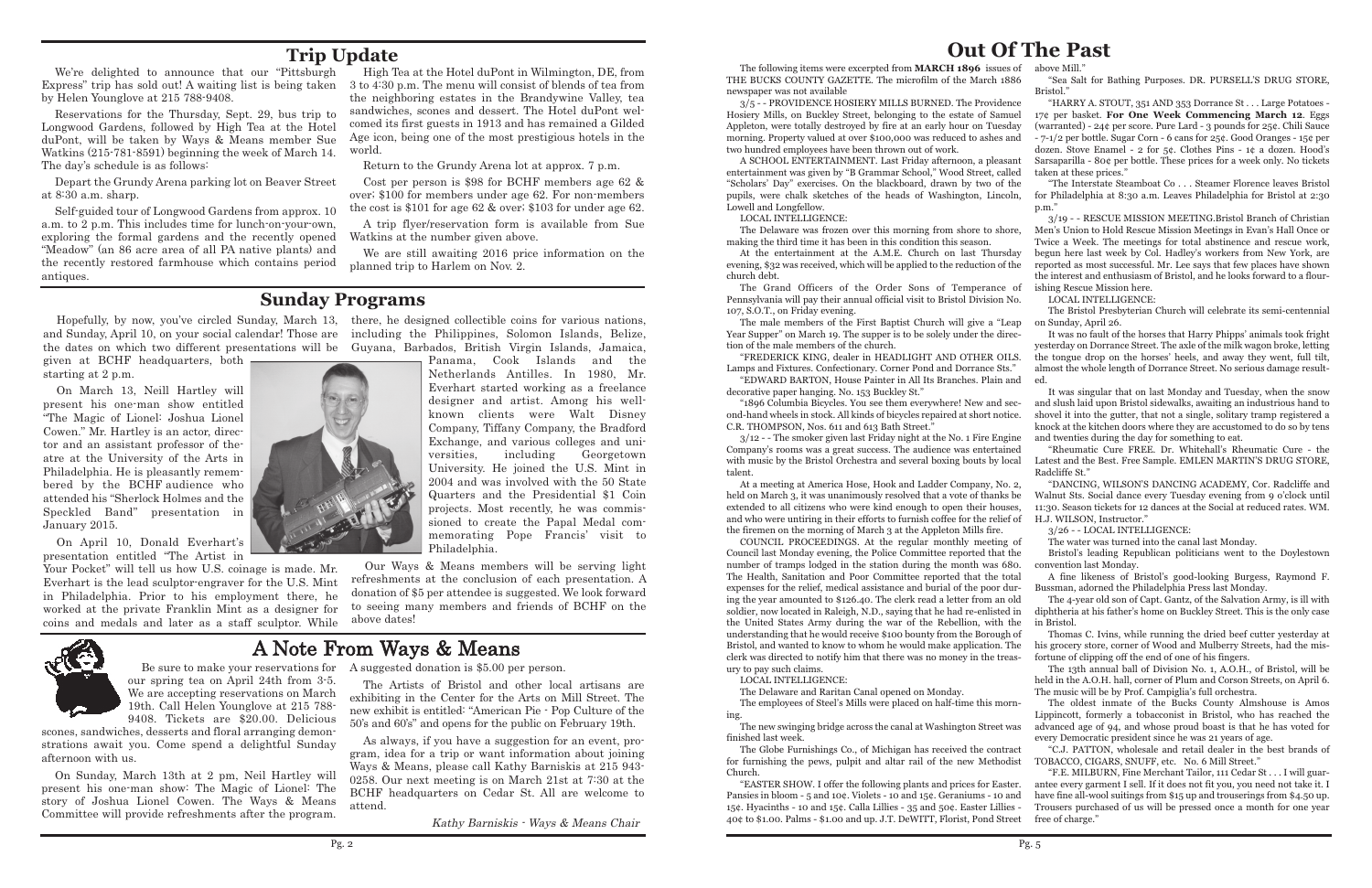## Trip Update

We're delighted to announce that our "Pittsburgh Express" trip has sold out! A waiting list is being taken by Helen Younglove at 215 788-9408.

Reservations for the Thursday, Sept. 29, bus trip to Longwood Gardens, followed by High Tea at the Hotel duPont, will be taken by Ways & Means member Sue Watkins (215-781-8591) beginning the week of March 14. The day's schedule is as follows:

Depart the Grundy Arena parking lot on Beaver Street at 8:30 a.m. sharp.

Self-guided tour of Longwood Gardens from approx. 10 a.m. to 2 p.m. This includes time for lunch-on-your-own, exploring the formal gardens and the recently opened "Meadow" (an 86 acre area of all PA native plants) and the recently restored farmhouse which contains period antiques.

High Tea at the Hotel duPont in Wilmington, DE, from 3 to 4:30 p.m. The menu will consist of blends of tea from the neighboring estates in the Brandywine Valley, tea sandwiches, scones and dessert. The Hotel duPont welcomed its first guests in 1913 and has remained a Gilded Age icon, being one of the most prestigious hotels in the world.

Return to the Grundy Arena lot at approx. 7 p.m.

Cost per person is $98 for BCHF members age 62 & over; $100 for members under age 62. For non-members the cost is $101 for age 62 & over; $103 for under age 62.

A trip flyer/reservation form is available from Sue Watkins at the number given above.

We are still awaiting 2016 price information on the planned trip to Harlem on Nov. 2.

## Sunday Programs

Hopefully, by now, you've circled Sunday, March 13, and Sunday, April 10, on your social calendar! Those are the dates on which two different presentations will be given at BCHF headquarters, both starting at 2 p.m.

On March 13, Neill Hartley will present his one-man show entitled "The Magic of Lionel: Joshua Lionel Cowen." Mr. Hartley is an actor, director and an assistant professor of theatre at the University of the Arts in Philadelphia. He is pleasantly remembered by the BCHF audience who attended his "Sherlock Holmes and the Speckled Band" presentation in January 2015.

On April 10, Donald Everhart's presentation entitled "The Artist in Your Pocket" will tell us how U.S. coinage is made. Mr. Everhart is the lead sculptor-engraver for the U.S. Mint in Philadelphia. Prior to his employment there, he worked at the private Franklin Mint as a designer for coins and medals and later as a staff sculptor. While there, he designed collectible coins for various nations, including the Philippines, Solomon Islands, Belize, Guyana, Barbados, British Virgin Islands, Jamaica, Panama, Cook Islands and the Netherlands Antilles. In 1980, Mr. Everhart started working as a freelance designer and artist. Among his well-known clients were Walt Disney Company, Tiffany Company, the Bradford Exchange, and various colleges and universities, including Georgetown University. He joined the U.S. Mint in 2004 and was involved with the 50 State Quarters and the Presidential $1 Coin projects. Most recently, he was commissioned to create the Papal Medal commemorating Pope Francis' visit to Philadelphia.

Our Ways & Means members will be serving light refreshments at the conclusion of each presentation. A donation of $5 per attendee is suggested. We look forward to seeing many members and friends of BCHF on the above dates!

## A Note From Ways & Means

Be sure to make your reservations for our spring tea on April 24th from 3-5. We are accepting reservations on March 19th. Call Helen Younglove at 215 788-9408. Tickets are $20.00. Delicious scones, sandwiches, desserts and floral arranging demonstrations await you. Come spend a delightful Sunday afternoon with us.

On Sunday, March 13th at 2 pm, Neil Hartley will present his one-man show: The Magic of Lionel: The story of Joshua Lionel Cowen. The Ways & Means Committee will provide refreshments after the program. A suggested donation is $5.00 per person.

The Artists of Bristol and other local artisans are exhibiting in the Center for the Arts on Mill Street. The new exhibit is entitled: "American Pie - Pop Culture of the 50's and 60's" and opens for the public on February 19th.

As always, if you have a suggestion for an event, program, idea for a trip or want information about joining Ways & Means, please call Kathy Barniskis at 215 943-0258. Our next meeting is on March 21st at 7:30 at the BCHF headquarters on Cedar St. All are welcome to attend.

*Kathy Barniskis - Ways & Means Chair*

## Out Of The Past

The following items were excerpted from **MARCH 1896** issues of THE BUCKS COUNTY GAZETTE. The microfilm of the March 1886 newspaper was not available

3/5 - - PROVIDENCE HOSIERY MILLS BURNED. The Providence Hosiery Mills, on Buckley Street, belonging to the estate of Samuel Appleton, were totally destroyed by fire at an early hour on Tuesday morning. Property valued at over $100,000 was reduced to ashes and two hundred employees have been thrown out of work.

A SCHOOL ENTERTAINMENT. Last Friday afternoon, a pleasant entertainment was given by "B Grammar School," Wood Street, called "Scholars' Day" exercises. On the blackboard, drawn by two of the pupils, were chalk sketches of the heads of Washington, Lincoln, Lowell and Longfellow.

LOCAL INTELLIGENCE:

The Delaware was frozen over this morning from shore to shore, making the third time it has been in this condition this season.

At the entertainment at the A.M.E. Church on last Thursday evening, $32 was received, which will be applied to the reduction of the church debt.

The Grand Officers of the Order Sons of Temperance of Pennsylvania will pay their annual official visit to Bristol Division No. 107, S.O.T., on Friday evening.

The male members of the First Baptist Church will give a "Leap Year Supper" on March 19. The supper is to be solely under the direction of the male members of the church.

"FREDERICK KING, dealer in HEADLIGHT AND OTHER OILS. Lamps and Fixtures. Confectionary. Corner Pond and Dorrance Sts."

"EDWARD BARTON, House Painter in All Its Branches. Plain and decorative paper hanging. No. 153 Buckley St."

"1896 Columbia Bicycles. You see them everywhere! New and second-hand wheels in stock. All kinds of bicycles repaired at short notice. C.R. THOMPSON, Nos. 611 and 613 Bath Street."

3/12 - - The smoker given last Friday night at the No. 1 Fire Engine Company's rooms was a great success. The audience was entertained with music by the Bristol Orchestra and several boxing bouts by local talent.

At a meeting at America Hose, Hook and Ladder Company, No. 2, held on March 3, it was unanimously resolved that a vote of thanks be extended to all citizens who were kind enough to open their houses, and who were untiring in their efforts to furnish coffee for the relief of the firemen on the morning of March 3 at the Appleton Mills fire.

COUNCIL PROCEEDINGS. At the regular monthly meeting of Council last Monday evening, the Police Committee reported that the number of tramps lodged in the station during the month was 680. The Health, Sanitation and Poor Committee reported that the total expenses for the relief, medical assistance and burial of the poor during the year amounted to $126.40. The clerk read a letter from an old soldier, now located in Raleigh, N.D., saying that he had re-enlisted in the United States Army during the war of the Rebellion, with the understanding that he would receive $100 bounty from the Borough of Bristol, and wanted to know to whom he would make application. The clerk was directed to notify him that there was no money in the treasury to pay such claims.

LOCAL INTELLIGENCE:

The Delaware and Raritan Canal opened on Monday.

The employees of Steel's Mills were placed on half-time this morning.

The new swinging bridge across the canal at Washington Street was finished last week.

The Globe Furnishings Co., of Michigan has received the contract for furnishing the pews, pulpit and altar rail of the new Methodist Church.

"EASTER SHOW. I offer the following plants and prices for Easter. Pansies in bloom - 5 and 10¢. Violets - 10 and 15¢. Geraniums - 10 and 15¢. Hyacinths - 10 and 15¢. Calla Lillies - 35 and 50¢. Easter Lillies - 40¢ to $1.00. Palms - $1.00 and up. J.T. DeWITT, Florist, Pond Street above Mill."

"Sea Salt for Bathing Purposes. DR. PURSELL'S DRUG STORE, Bristol."

"HARRY A. STOUT, 351 AND 353 Dorrance St . . . Large Potatoes - 17¢ per basket. **For One Week Commencing March 12**. Eggs (warranted) - 24¢ per score. Pure Lard - 3 pounds for 25¢. Chili Sauce - 7-1/2 per bottle. Sugar Corn - 6 cans for 25¢. Good Oranges - 15¢ per dozen. Stove Enamel - 2 for 5¢. Clothes Pins - 1¢ a dozen. Hood's Sarsaparilla - 80¢ per bottle. These prices for a week only. No tickets taken at these prices."

"The Interstate Steamboat Co . . . Steamer Florence leaves Bristol for Philadelphia at 8:30 a.m. Leaves Philadelphia for Bristol at 2:30 p.m."

3/19 - - RESCUE MISSION MEETING.Bristol Branch of Christian Men's Union to Hold Rescue Mission Meetings in Evan's Hall Once or Twice a Week. The meetings for total abstinence and rescue work, begun here last week by Col. Hadley's workers from New York, are reported as most successful. Mr. Lee says that few places have shown the interest and enthusiasm of Bristol, and he looks forward to a flourishing Rescue Mission here.

LOCAL INTELLIGENCE:

The Bristol Presbyterian Church will celebrate its semi-centennial on Sunday, April 26.

It was no fault of the horses that Harry Phipps' animals took fright yesterday on Dorrance Street. The axle of the milk wagon broke, letting the tongue drop on the horses' heels, and away they went, full tilt, almost the whole length of Dorrance Street. No serious damage resulted.

It was singular that on last Monday and Tuesday, when the snow and slush laid upon Bristol sidewalks, awaiting an industrious hand to shovel it into the gutter, that not a single, solitary tramp registered a knock at the kitchen doors where they are accustomed to do so by tens and twenties during the day for something to eat.

"Rheumatic Cure FREE. Dr. Whitehall's Rheumatic Cure - the Latest and the Best. Free Sample. EMLEN MARTIN'S DRUG STORE, Radcliffe St."

"DANCING, WILSON'S DANCING ACADEMY, Cor. Radcliffe and Walnut Sts. Social dance every Tuesday evening from 9 o'clock until 11:30. Season tickets for 12 dances at the Social at reduced rates. WM. H.J. WILSON, Instructor."

3/26 - - LOCAL INTELLIGENCE:

The water was turned into the canal last Monday.

Bristol's leading Republican politicians went to the Doylestown convention last Monday.

A fine likeness of Bristol's good-looking Burgess, Raymond F. Bussman, adorned the Philadelphia Press last Monday.

The 4-year-old son of Capt. Gantz, of the Salvation Army, is ill with diphtheria at his father's home on Buckley Street. This is the only case in Bristol.

Thomas C. Ivins, while running the dried beef cutter yesterday at his grocery store, corner of Wood and Mulberry Streets, had the misfortune of clipping off the end of one of his fingers.

The 13th annual ball of Division No. 1, A.O.H., of Bristol, will be held in the A.O.H. hall, corner of Plum and Corson Streets, on April 6. The music will be by Prof. Campiglia's full orchestra.

The oldest inmate of the Bucks County Almshouse is Amos Lippincott, formerly a tobacconist in Bristol, who has reached the advanced age of 94, and whose proud boast is that he has voted for every Democratic president since he was 21 years of age.

"C.J. PATTON, wholesale and retail dealer in the best brands of TOBACCO, CIGARS, SNUFF, etc. No. 6 Mill Street."

"F.E. MILBURN, Fine Merchant Tailor, 111 Cedar St . . . I will guarantee every garment I sell. If it does not fit you, you need not take it. I have fine all-wool suitings from $15 up and trouserings from $4.50 up. Trousers purchased of us will be pressed once a month for one year free of charge."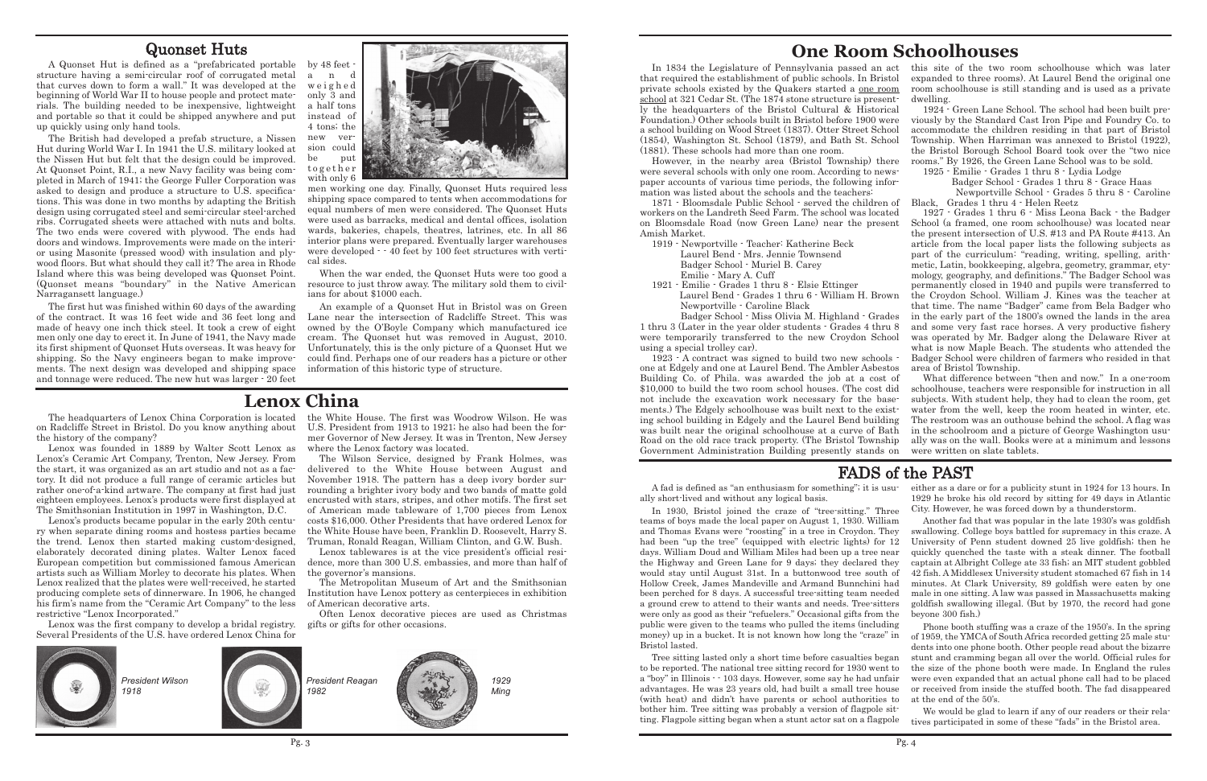## Quonset Huts

A Quonset Hut is defined as a "prefabricated portable structure having a semi-circular roof of corrugated metal that curves down to form a wall." It was developed at the beginning of World War II to house people and protect materials. The building needed to be inexpensive, lightweight and portable so that it could be shipped anywhere and put up quickly using only hand tools.

The British had developed a prefab structure, a Nissen Hut during World War I. In 1941 the U.S. military looked at the Nissen Hut but felt that the design could be improved. At Quonset Point, R.I., a new Navy facility was being completed in March of 1941; the George Fuller Corporation was asked to design and produce a structure to U.S. specifications. This was done in two months by adapting the British design using corrugated steel and semi-circular steel-arched ribs. Corrugated sheets were attached with nuts and bolts. The two ends were covered with plywood. The ends had doors and windows. Improvements were made on the interior using Masonite (pressed wood) with insulation and plywood floors. But what should they call it? The area in Rhode Island where this was being developed was Quonset Point. (Quonset means "boundary" in the Native American Narragansett language.)

The first hut was finished within 60 days of the awarding of the contract. It was 16 feet wide and 36 feet long and made of heavy one inch thick steel. It took a crew of eight men only one day to erect it. In June of 1941, the Navy made its first shipment of Quonset Huts overseas. It was heavy for shipping. So the Navy engineers began to make improvements. The next design was developed and shipping space and tonnage were reduced. The new hut was larger - 20 feet by 48 feet - and weighed only 3 and a half tons instead of 4 tons; the new version could be put together with only 6 men working one day. Finally, Quonset Huts required less shipping space compared to tents when accommodations for equal numbers of men were considered. The Quonset Huts were used as barracks, medical and dental offices, isolation wards, bakeries, chapels, theatres, latrines, etc. In all 86 interior plans were prepared. Eventually larger warehouses were developed - - 40 feet by 100 feet structures with vertical sides.

When the war ended, the Quonset Huts were too good a resource to just throw away. The military sold them to civilians for about $1000 each.

An example of a Quonset Hut in Bristol was on Green Lane near the intersection of Radcliffe Street. This was owned by the O'Boyle Company which manufactured ice cream. The Quonset hut was removed in August, 2010. Unfortunately, this is the only picture of a Quonset Hut we could find. Perhaps one of our readers has a picture or other information of this historic type of structure.

## Lenox China

The headquarters of Lenox China Corporation is located on Radcliffe Street in Bristol. Do you know anything about the history of the company?

Lenox was founded in 1889 by Walter Scott Lenox as Lenox's Ceramic Art Company, Trenton, New Jersey. From the start, it was organized as an art studio and not as a factory. It did not produce a full range of ceramic articles but rather one-of-a-kind artware. The company at first had just eighteen employees. Lenox's products were first displayed at The Smithsonian Institution in 1997 in Washington, D.C.

Lenox's products became popular in the early 20th century when separate dining rooms and hostess parties became the trend. Lenox then started making custom-designed, elaborately decorated dining plates. Walter Lenox faced European competition but commissioned famous American artists such as William Morley to decorate his plates. When Lenox realized that the plates were well-received, he started producing complete sets of dinnerware. In 1906, he changed his firm's name from the "Ceramic Art Company" to the less restrictive "Lenox Incorporated."

Lenox was the first company to develop a bridal registry. Several Presidents of the U.S. have ordered Lenox China for the White House. The first was Woodrow Wilson. He was U.S. President from 1913 to 1921; he also had been the former Governor of New Jersey. It was in Trenton, New Jersey where the Lenox factory was located.

The Wilson Service, designed by Frank Holmes, was delivered to the White House between August and November 1918. The pattern has a deep ivory border surrounding a brighter ivory body and two bands of matte gold encrusted with stars, stripes, and other motifs. The first set of American made tableware of 1,700 pieces from Lenox costs $16,000. Other Presidents that have ordered Lenox for the White House have been, Franklin D. Roosevelt, Harry S. Truman, Ronald Reagan, William Clinton, and G.W. Bush.

Lenox tablewares is at the vice president's official residence, more than 300 U.S. embassies, and more than half of the governor's mansions.

The Metropolitan Museum of Art and the Smithsonian Institution have Lenox pottery as centerpieces in exhibition of American decorative arts.

Often Lenox decorative pieces are used as Christmas gifts or gifts for other occasions.

*President Wilson 1918*

*President Reagan 1982*

*1929 Ming*

# One Room Schoolhouses

In 1834 the Legislature of Pennsylvania passed an act that required the establishment of public schools. In Bristol private schools existed by the Quakers started a one room school at 321 Cedar St. (The 1874 stone structure is presently the headquarters of the Bristol Cultural & Historical Foundation.) Other schools built in Bristol before 1900 were a school building on Wood Street (1837). Otter Street School (1854), Washington St. School (1879), and Bath St. School (1881). These schools had more than one room.

However, in the nearby area (Bristol Township) there were several schools with only one room. According to newspaper accounts of various time periods, the following information was listed about the schools and the teachers:

1871 - Bloomsdale Public School - served the children of workers on the Landreth Seed Farm. The school was located on Bloomsdale Road (now Green Lane) near the present Amish Market.

1919 - Newportville - Teacher: Katherine Beck
Laurel Bend - Mrs. Jennie Townsend
Badger School - Muriel B. Carey
Emilie - Mary A. Cuff

1921 - Emilie - Grades 1 thru 8 - Elsie Ettinger
Laurel Bend - Grades 1 thru 6 - William H. Brown
Newportville - Caroline Black
Badger School - Miss Olivia M. Highland - Grades 1 thru 3 (Later in the year older students - Grades 4 thru 8 were temporarily transferred to the new Croydon School using a special trolley car).

1923 - A contract was signed to build two new schools - one at Edgely and one at Laurel Bend. The Ambler Asbestos Building Co. of Phila. was awarded the job at a cost of $10,000 to build the two room school houses. (The cost did not include the excavation work necessary for the basements.) The Edgely schoolhouse was built next to the existing school building in Edgely and the Laurel Bend building was built near the original schoolhouse at a curve of Bath Road on the old race track property. (The Bristol Township Government Administration Building presently stands on this site of the two room schoolhouse which was later expanded to three rooms). At Laurel Bend the original one room schoolhouse is still standing and is used as a private dwelling.

1924 - Green Lane School. The school had been built previously by the Standard Cast Iron Pipe and Foundry Co. to accommodate the children residing in that part of Bristol Township. When Harriman was annexed to Bristol (1922), the Bristol Borough School Board took over the "two nice rooms." By 1926, the Green Lane School was to be sold.

1925 - Emilie - Grades 1 thru 8 - Lydia Lodge
Badger School - Grades 1 thru 8 - Grace Haas
Newportville School - Grades 5 thru 8 - Caroline Black, Grades 1 thru 4 - Helen Reetz

1927 - Grades 1 thru 6 - Miss Leona Back - the Badger School (a framed, one room schoolhouse) was located near the present intersection of U.S. #13 and PA Route #413. An article from the local paper lists the following subjects as part of the curriculum: "reading, writing, spelling, arithmetic, Latin, bookkeeping, algebra, geometry, grammar, etymology, geography, and definitions." The Badger School was permanently closed in 1940 and pupils were transferred to the Croydon School. William J. Kines was the teacher at that time. The name "Badger" came from Bela Badger who in the early part of the 1800's owned the lands in the area and some very fast race horses. A very productive fishery was operated by Mr. Badger along the Delaware River at what is now Maple Beach. The students who attended the Badger School were children of farmers who resided in that area of Bristol Township.

What difference between "then and now." In a one-room schoolhouse, teachers were responsible for instruction in all subjects. With student help, they had to clean the room, get water from the well, keep the room heated in winter, etc. The restroom was an outhouse behind the school. A flag was in the schoolroom and a picture of George Washington usually was on the wall. Books were at a minimum and lessons were written on slate tablets.

## FADS of the PAST

A fad is defined as "an enthusiasm for something"; it is usually short-lived and without any logical basis.

In 1930, Bristol joined the craze of "tree-sitting." Three teams of boys made the local paper on August 1, 1930. William and Thomas Evans were "roosting" in a tree in Croydon. They had been "up the tree" (equipped with electric lights) for 12 days. William Doud and William Miles had been up a tree near the Highway and Green Lane for 9 days; they declared they would stay until August 31st. In a buttonwood tree south of Hollow Creek, James Mandeville and Armand Bunnchini had been perched for 8 days. A successful tree-sitting team needed a ground crew to attend to their wants and needs. Tree-sitters were only as good as their "refuelers." Occasional gifts from the public were given to the teams who pulled the items (including money) up in a bucket. It is not known how long the "craze" in Bristol lasted.

Tree sitting lasted only a short time before casualties began to be reported. The national tree sitting record for 1930 went to a "boy" in Illinois - - 103 days. However, some say he had unfair advantages. He was 23 years old, had built a small tree house (with heat) and didn't have parents or school authorities to bother him. Tree sitting was probably a version of flagpole sitting. Flagpole sitting began when a stunt actor sat on a flagpole either as a dare or for a publicity stunt in 1924 for 13 hours. In 1929 he broke his old record by sitting for 49 days in Atlantic City. However, he was forced down by a thunderstorm.

Another fad that was popular in the late 1930's was goldfish swallowing. College boys battled for supremacy in this craze. A University of Penn student downed 25 live goldfish; then he quickly quenched the taste with a steak dinner. The football captain at Albright College ate 33 fish; an MIT student gobbled 42 fish. A Middlesex University student stomached 67 fish in 14 minutes. At Clark University, 89 goldfish were eaten by one male in one sitting. A law was passed in Massachusetts making goldfish swallowing illegal. (But by 1970, the record had gone beyone 300 fish.)

Phone booth stuffing was a craze of the 1950's. In the spring of 1959, the YMCA of South Africa recorded getting 25 male students into one phone booth. Other people read about the bizarre stunt and cramming began all over the world. Official rules for the size of the phone booth were made. In England the rules were even expanded that an actual phone call had to be placed or received from inside the stuffed booth. The fad disappeared at the end of the 50's.

We would be glad to learn if any of our readers or their relatives participated in some of these "fads" in the Bristol area.